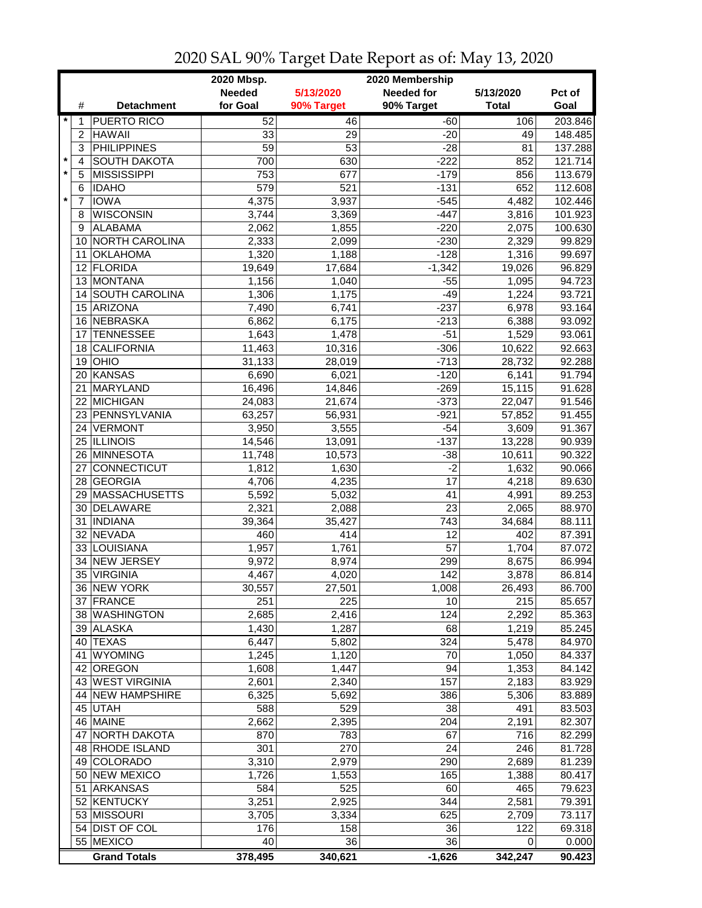# 2020 SAL 90% Target Date Report as of: May 13, 2020

| | # | Detachment | 2020 Mbsp. Needed for Goal | 5/13/2020 90% Target | 2020 Membership Needed for 90% Target | 5/13/2020 Total | Pct of Goal |
|---|---|---|---|---|---|---|---|
| * | 1 | PUERTO RICO | 52 | 46 | -60 | 106 | 203.846 |
| | 2 | HAWAII | 33 | 29 | -20 | 49 | 148.485 |
| | 3 | PHILIPPINES | 59 | 53 | -28 | 81 | 137.288 |
| * | 4 | SOUTH DAKOTA | 700 | 630 | -222 | 852 | 121.714 |
| * | 5 | MISSISSIPPI | 753 | 677 | -179 | 856 | 113.679 |
| | 6 | IDAHO | 579 | 521 | -131 | 652 | 112.608 |
| * | 7 | IOWA | 4,375 | 3,937 | -545 | 4,482 | 102.446 |
| | 8 | WISCONSIN | 3,744 | 3,369 | -447 | 3,816 | 101.923 |
| | 9 | ALABAMA | 2,062 | 1,855 | -220 | 2,075 | 100.630 |
| | 10 | NORTH CAROLINA | 2,333 | 2,099 | -230 | 2,329 | 99.829 |
| | 11 | OKLAHOMA | 1,320 | 1,188 | -128 | 1,316 | 99.697 |
| | 12 | FLORIDA | 19,649 | 17,684 | -1,342 | 19,026 | 96.829 |
| | 13 | MONTANA | 1,156 | 1,040 | -55 | 1,095 | 94.723 |
| | 14 | SOUTH CAROLINA | 1,306 | 1,175 | -49 | 1,224 | 93.721 |
| | 15 | ARIZONA | 7,490 | 6,741 | -237 | 6,978 | 93.164 |
| | 16 | NEBRASKA | 6,862 | 6,175 | -213 | 6,388 | 93.092 |
| | 17 | TENNESSEE | 1,643 | 1,478 | -51 | 1,529 | 93.061 |
| | 18 | CALIFORNIA | 11,463 | 10,316 | -306 | 10,622 | 92.663 |
| | 19 | OHIO | 31,133 | 28,019 | -713 | 28,732 | 92.288 |
| | 20 | KANSAS | 6,690 | 6,021 | -120 | 6,141 | 91.794 |
| | 21 | MARYLAND | 16,496 | 14,846 | -269 | 15,115 | 91.628 |
| | 22 | MICHIGAN | 24,083 | 21,674 | -373 | 22,047 | 91.546 |
| | 23 | PENNSYLVANIA | 63,257 | 56,931 | -921 | 57,852 | 91.455 |
| | 24 | VERMONT | 3,950 | 3,555 | -54 | 3,609 | 91.367 |
| | 25 | ILLINOIS | 14,546 | 13,091 | -137 | 13,228 | 90.939 |
| | 26 | MINNESOTA | 11,748 | 10,573 | -38 | 10,611 | 90.322 |
| | 27 | CONNECTICUT | 1,812 | 1,630 | -2 | 1,632 | 90.066 |
| | 28 | GEORGIA | 4,706 | 4,235 | 17 | 4,218 | 89.630 |
| | 29 | MASSACHUSETTS | 5,592 | 5,032 | 41 | 4,991 | 89.253 |
| | 30 | DELAWARE | 2,321 | 2,088 | 23 | 2,065 | 88.970 |
| | 31 | INDIANA | 39,364 | 35,427 | 743 | 34,684 | 88.111 |
| | 32 | NEVADA | 460 | 414 | 12 | 402 | 87.391 |
| | 33 | LOUISIANA | 1,957 | 1,761 | 57 | 1,704 | 87.072 |
| | 34 | NEW JERSEY | 9,972 | 8,974 | 299 | 8,675 | 86.994 |
| | 35 | VIRGINIA | 4,467 | 4,020 | 142 | 3,878 | 86.814 |
| | 36 | NEW YORK | 30,557 | 27,501 | 1,008 | 26,493 | 86.700 |
| | 37 | FRANCE | 251 | 225 | 10 | 215 | 85.657 |
| | 38 | WASHINGTON | 2,685 | 2,416 | 124 | 2,292 | 85.363 |
| | 39 | ALASKA | 1,430 | 1,287 | 68 | 1,219 | 85.245 |
| | 40 | TEXAS | 6,447 | 5,802 | 324 | 5,478 | 84.970 |
| | 41 | WYOMING | 1,245 | 1,120 | 70 | 1,050 | 84.337 |
| | 42 | OREGON | 1,608 | 1,447 | 94 | 1,353 | 84.142 |
| | 43 | WEST VIRGINIA | 2,601 | 2,340 | 157 | 2,183 | 83.929 |
| | 44 | NEW HAMPSHIRE | 6,325 | 5,692 | 386 | 5,306 | 83.889 |
| | 45 | UTAH | 588 | 529 | 38 | 491 | 83.503 |
| | 46 | MAINE | 2,662 | 2,395 | 204 | 2,191 | 82.307 |
| | 47 | NORTH DAKOTA | 870 | 783 | 67 | 716 | 82.299 |
| | 48 | RHODE ISLAND | 301 | 270 | 24 | 246 | 81.728 |
| | 49 | COLORADO | 3,310 | 2,979 | 290 | 2,689 | 81.239 |
| | 50 | NEW MEXICO | 1,726 | 1,553 | 165 | 1,388 | 80.417 |
| | 51 | ARKANSAS | 584 | 525 | 60 | 465 | 79.623 |
| | 52 | KENTUCKY | 3,251 | 2,925 | 344 | 2,581 | 79.391 |
| | 53 | MISSOURI | 3,705 | 3,334 | 625 | 2,709 | 73.117 |
| | 54 | DIST OF COL | 176 | 158 | 36 | 122 | 69.318 |
| | 55 | MEXICO | 40 | 36 | 36 | 0 | 0.000 |
| | | **Grand Totals** | **378,495** | **340,621** | **-1,626** | **342,247** | **90.423** |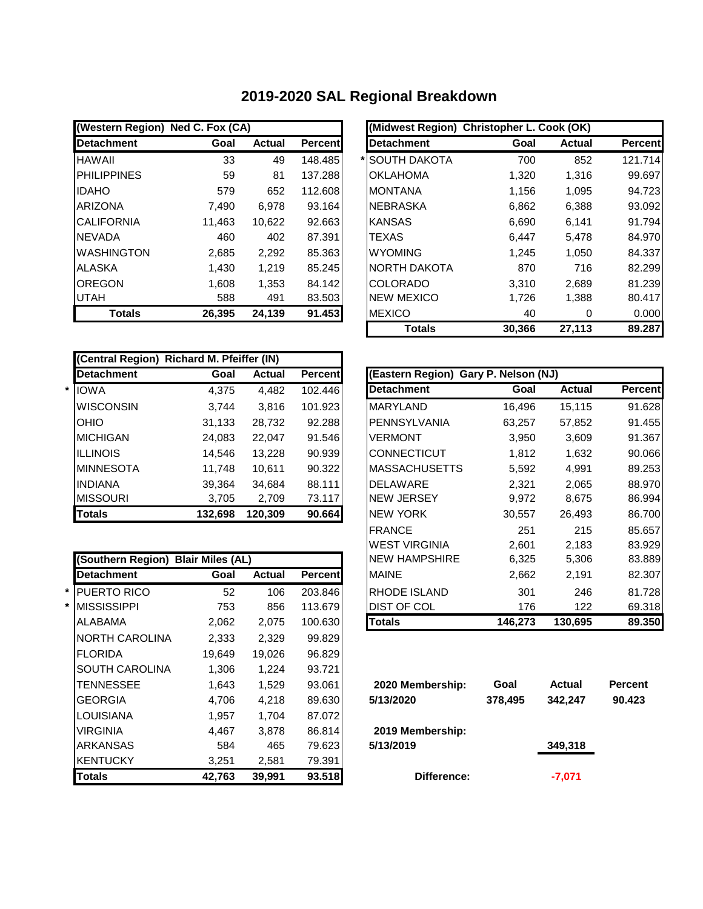# 2019-2020 SAL Regional Breakdown

| (Western Region) Ned C. Fox (CA) | | | |
|---|---|---|---|
| **Detachment** | **Goal** | **Actual** | **Percent** |
| HAWAII | 33 | 49 | 148.485 |
| PHILIPPINES | 59 | 81 | 137.288 |
| IDAHO | 579 | 652 | 112.608 |
| ARIZONA | 7,490 | 6,978 | 93.164 |
| CALIFORNIA | 11,463 | 10,622 | 92.663 |
| NEVADA | 460 | 402 | 87.391 |
| WASHINGTON | 2,685 | 2,292 | 85.363 |
| ALASKA | 1,430 | 1,219 | 85.245 |
| OREGON | 1,608 | 1,353 | 84.142 |
| UTAH | 588 | 491 | 83.503 |
| **Totals** | **26,395** | **24,139** | **91.453** |

| | (Midwest Region) Christopher L. Cook (OK) | | | |
|---|---|---|---|---|
| | **Detachment** | **Goal** | **Actual** | **Percent** |
| * | SOUTH DAKOTA | 700 | 852 | 121.714 |
| | OKLAHOMA | 1,320 | 1,316 | 99.697 |
| | MONTANA | 1,156 | 1,095 | 94.723 |
| | NEBRASKA | 6,862 | 6,388 | 93.092 |
| | KANSAS | 6,690 | 6,141 | 91.794 |
| | TEXAS | 6,447 | 5,478 | 84.970 |
| | WYOMING | 1,245 | 1,050 | 84.337 |
| | NORTH DAKOTA | 870 | 716 | 82.299 |
| | COLORADO | 3,310 | 2,689 | 81.239 |
| | NEW MEXICO | 1,726 | 1,388 | 80.417 |
| | MEXICO | 40 | 0 | 0.000 |
| | **Totals** | **30,366** | **27,113** | **89.287** |

| | (Central Region) Richard M. Pfeiffer (IN) | | | |
|---|---|---|---|---|
| | **Detachment** | **Goal** | **Actual** | **Percent** |
| * | IOWA | 4,375 | 4,482 | 102.446 |
| | WISCONSIN | 3,744 | 3,816 | 101.923 |
| | OHIO | 31,133 | 28,732 | 92.288 |
| | MICHIGAN | 24,083 | 22,047 | 91.546 |
| | ILLINOIS | 14,546 | 13,228 | 90.939 |
| | MINNESOTA | 11,748 | 10,611 | 90.322 |
| | INDIANA | 39,364 | 34,684 | 88.111 |
| | MISSOURI | 3,705 | 2,709 | 73.117 |
| | **Totals** | **132,698** | **120,309** | **90.664** |

| (Eastern Region) Gary P. Nelson (NJ) | | | |
|---|---|---|---|
| **Detachment** | **Goal** | **Actual** | **Percent** |
| MARYLAND | 16,496 | 15,115 | 91.628 |
| PENNSYLVANIA | 63,257 | 57,852 | 91.455 |
| VERMONT | 3,950 | 3,609 | 91.367 |
| CONNECTICUT | 1,812 | 1,632 | 90.066 |
| MASSACHUSETTS | 5,592 | 4,991 | 89.253 |
| DELAWARE | 2,321 | 2,065 | 88.970 |
| NEW JERSEY | 9,972 | 8,675 | 86.994 |
| NEW YORK | 30,557 | 26,493 | 86.700 |
| FRANCE | 251 | 215 | 85.657 |
| WEST VIRGINIA | 2,601 | 2,183 | 83.929 |
| NEW HAMPSHIRE | 6,325 | 5,306 | 83.889 |
| MAINE | 2,662 | 2,191 | 82.307 |
| RHODE ISLAND | 301 | 246 | 81.728 |
| DIST OF COL | 176 | 122 | 69.318 |
| **Totals** | **146,273** | **130,695** | **89.350** |

| | (Southern Region) Blair Miles (AL) | | | |
|---|---|---|---|---|
| | **Detachment** | **Goal** | **Actual** | **Percent** |
| * | PUERTO RICO | 52 | 106 | 203.846 |
| * | MISSISSIPPI | 753 | 856 | 113.679 |
| | ALABAMA | 2,062 | 2,075 | 100.630 |
| | NORTH CAROLINA | 2,333 | 2,329 | 99.829 |
| | FLORIDA | 19,649 | 19,026 | 96.829 |
| | SOUTH CAROLINA | 1,306 | 1,224 | 93.721 |
| | TENNESSEE | 1,643 | 1,529 | 93.061 |
| | GEORGIA | 4,706 | 4,218 | 89.630 |
| | LOUISIANA | 1,957 | 1,704 | 87.072 |
| | VIRGINIA | 4,467 | 3,878 | 86.814 |
| | ARKANSAS | 584 | 465 | 79.623 |
| | KENTUCKY | 3,251 | 2,581 | 79.391 |
| | **Totals** | **42,763** | **39,991** | **93.518** |

| **2020 Membership:** | **Goal** | **Actual** | **Percent** |
|---|---|---|---|
| **5/13/2020** | **378,495** | **342,247** | **90.423** |
| **2019 Membership:** | | | |
| **5/13/2019** | | **349,318** | |
| **Difference:** | | **-7,071** | |